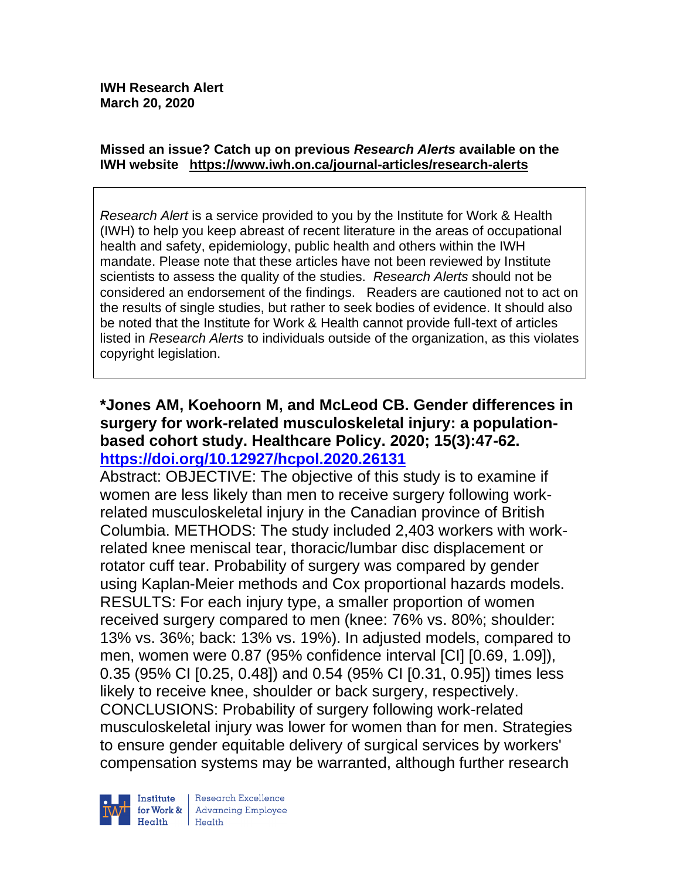**IWH Research Alert**
**March 20, 2020**

**Missed an issue? Catch up on previous *Research Alerts* available on the IWH website https://www.iwh.on.ca/journal-articles/research-alerts**

*Research Alert* is a service provided to you by the Institute for Work & Health (IWH) to help you keep abreast of recent literature in the areas of occupational health and safety, epidemiology, public health and others within the IWH mandate. Please note that these articles have not been reviewed by Institute scientists to assess the quality of the studies. *Research Alerts* should not be considered an endorsement of the findings. Readers are cautioned not to act on the results of single studies, but rather to seek bodies of evidence. It should also be noted that the Institute for Work & Health cannot provide full-text of articles listed in *Research Alerts* to individuals outside of the organization, as this violates copyright legislation.

**\*Jones AM, Koehoorn M, and McLeod CB. Gender differences in surgery for work-related musculoskeletal injury: a population-based cohort study. Healthcare Policy. 2020; 15(3):47-62.**
**https://doi.org/10.12927/hcpol.2020.26131**

Abstract: OBJECTIVE: The objective of this study is to examine if women are less likely than men to receive surgery following work-related musculoskeletal injury in the Canadian province of British Columbia. METHODS: The study included 2,403 workers with work-related knee meniscal tear, thoracic/lumbar disc displacement or rotator cuff tear. Probability of surgery was compared by gender using Kaplan-Meier methods and Cox proportional hazards models. RESULTS: For each injury type, a smaller proportion of women received surgery compared to men (knee: 76% vs. 80%; shoulder: 13% vs. 36%; back: 13% vs. 19%). In adjusted models, compared to men, women were 0.87 (95% confidence interval [CI] [0.69, 1.09]), 0.35 (95% CI [0.25, 0.48]) and 0.54 (95% CI [0.31, 0.95]) times less likely to receive knee, shoulder or back surgery, respectively. CONCLUSIONS: Probability of surgery following work-related musculoskeletal injury was lower for women than for men. Strategies to ensure gender equitable delivery of surgical services by workers' compensation systems may be warranted, although further research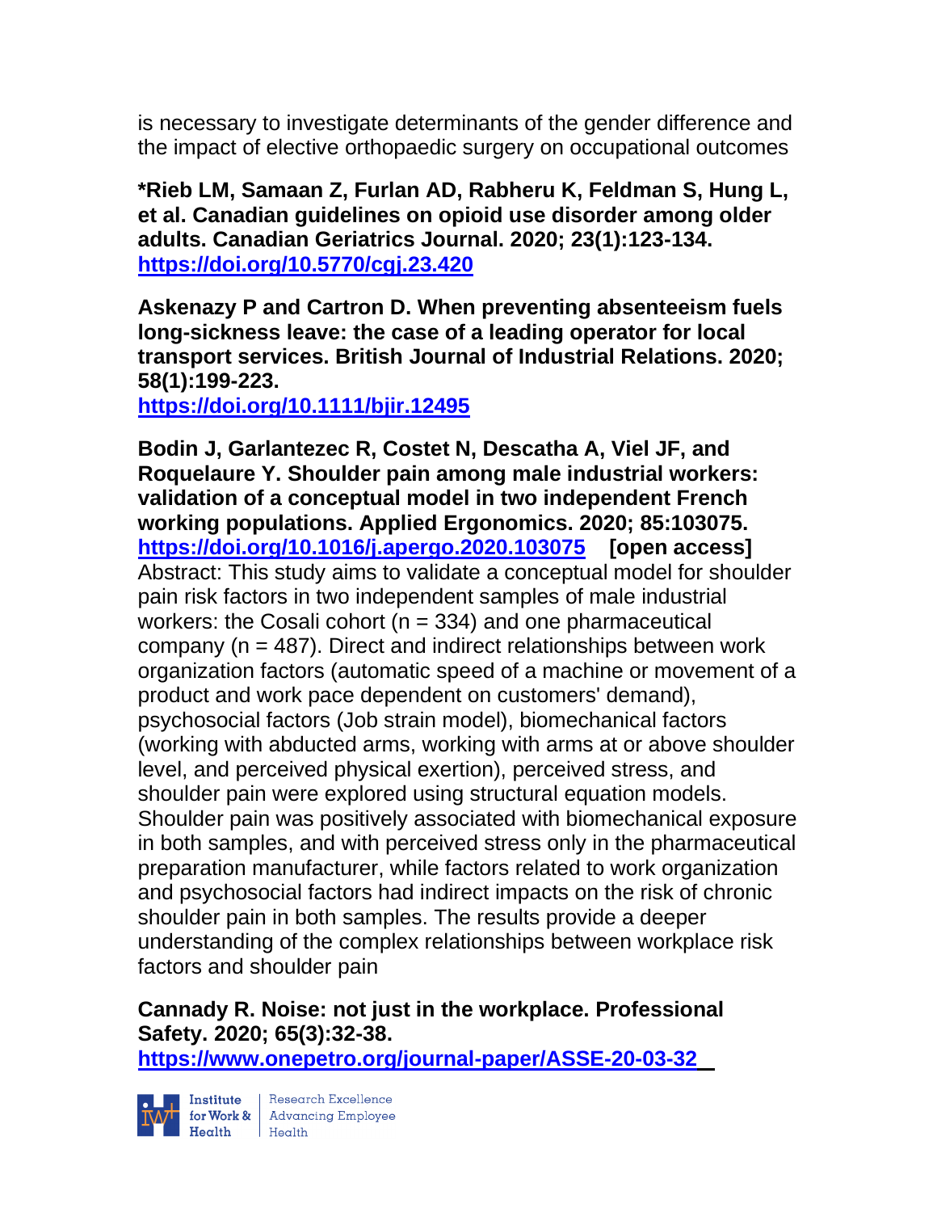is necessary to investigate determinants of the gender difference and the impact of elective orthopaedic surgery on occupational outcomes

**\*Rieb LM, Samaan Z, Furlan AD, Rabheru K, Feldman S, Hung L, et al. Canadian guidelines on opioid use disorder among older adults. Canadian Geriatrics Journal. 2020; 23(1):123-134. https://doi.org/10.5770/cgj.23.420**

**Askenazy P and Cartron D. When preventing absenteeism fuels long-sickness leave: the case of a leading operator for local transport services. British Journal of Industrial Relations. 2020; 58(1):199-223. https://doi.org/10.1111/bjir.12495**

**Bodin J, Garlantezec R, Costet N, Descatha A, Viel JF, and Roquelaure Y. Shoulder pain among male industrial workers: validation of a conceptual model in two independent French working populations. Applied Ergonomics. 2020; 85:103075. https://doi.org/10.1016/j.apergo.2020.103075 [open access]**
Abstract: This study aims to validate a conceptual model for shoulder pain risk factors in two independent samples of male industrial workers: the Cosali cohort (n = 334) and one pharmaceutical company (n = 487). Direct and indirect relationships between work organization factors (automatic speed of a machine or movement of a product and work pace dependent on customers' demand), psychosocial factors (Job strain model), biomechanical factors (working with abducted arms, working with arms at or above shoulder level, and perceived physical exertion), perceived stress, and shoulder pain were explored using structural equation models. Shoulder pain was positively associated with biomechanical exposure in both samples, and with perceived stress only in the pharmaceutical preparation manufacturer, while factors related to work organization and psychosocial factors had indirect impacts on the risk of chronic shoulder pain in both samples. The results provide a deeper understanding of the complex relationships between workplace risk factors and shoulder pain

**Cannady R. Noise: not just in the workplace. Professional Safety. 2020; 65(3):32-38. https://www.onepetro.org/journal-paper/ASSE-20-03-32**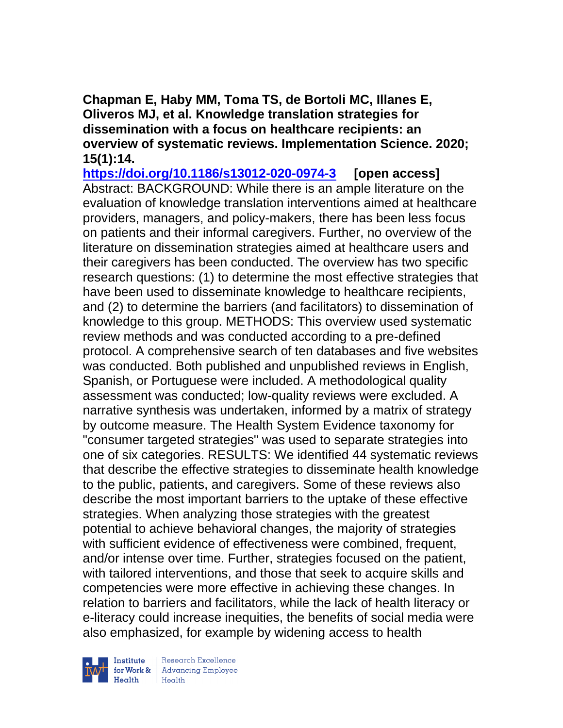**Chapman E, Haby MM, Toma TS, de Bortoli MC, Illanes E, Oliveros MJ, et al. Knowledge translation strategies for dissemination with a focus on healthcare recipients: an overview of systematic reviews. Implementation Science. 2020; 15(1):14.**

https://doi.org/10.1186/s13012-020-0974-3 **[open access]**

Abstract: BACKGROUND: While there is an ample literature on the evaluation of knowledge translation interventions aimed at healthcare providers, managers, and policy-makers, there has been less focus on patients and their informal caregivers. Further, no overview of the literature on dissemination strategies aimed at healthcare users and their caregivers has been conducted. The overview has two specific research questions: (1) to determine the most effective strategies that have been used to disseminate knowledge to healthcare recipients, and (2) to determine the barriers (and facilitators) to dissemination of knowledge to this group. METHODS: This overview used systematic review methods and was conducted according to a pre-defined protocol. A comprehensive search of ten databases and five websites was conducted. Both published and unpublished reviews in English, Spanish, or Portuguese were included. A methodological quality assessment was conducted; low-quality reviews were excluded. A narrative synthesis was undertaken, informed by a matrix of strategy by outcome measure. The Health System Evidence taxonomy for "consumer targeted strategies" was used to separate strategies into one of six categories. RESULTS: We identified 44 systematic reviews that describe the effective strategies to disseminate health knowledge to the public, patients, and caregivers. Some of these reviews also describe the most important barriers to the uptake of these effective strategies. When analyzing those strategies with the greatest potential to achieve behavioral changes, the majority of strategies with sufficient evidence of effectiveness were combined, frequent, and/or intense over time. Further, strategies focused on the patient, with tailored interventions, and those that seek to acquire skills and competencies were more effective in achieving these changes. In relation to barriers and facilitators, while the lack of health literacy or e-literacy could increase inequities, the benefits of social media were also emphasized, for example by widening access to health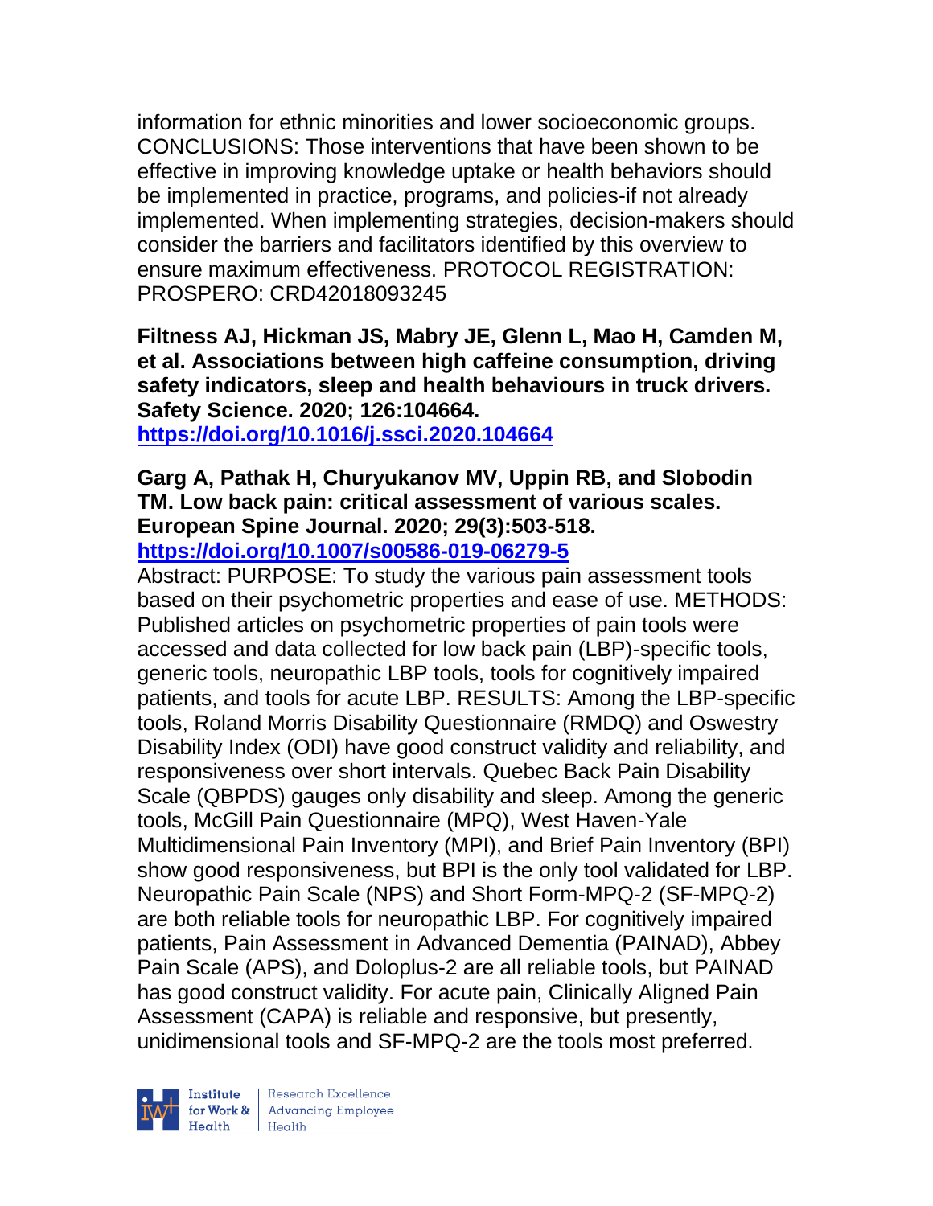information for ethnic minorities and lower socioeconomic groups. CONCLUSIONS: Those interventions that have been shown to be effective in improving knowledge uptake or health behaviors should be implemented in practice, programs, and policies-if not already implemented. When implementing strategies, decision-makers should consider the barriers and facilitators identified by this overview to ensure maximum effectiveness. PROTOCOL REGISTRATION: PROSPERO: CRD42018093245

**Filtness AJ, Hickman JS, Mabry JE, Glenn L, Mao H, Camden M, et al. Associations between high caffeine consumption, driving safety indicators, sleep and health behaviours in truck drivers. Safety Science. 2020; 126:104664.**
**https://doi.org/10.1016/j.ssci.2020.104664**

**Garg A, Pathak H, Churyukanov MV, Uppin RB, and Slobodin TM. Low back pain: critical assessment of various scales. European Spine Journal. 2020; 29(3):503-518.**
**https://doi.org/10.1007/s00586-019-06279-5**

Abstract: PURPOSE: To study the various pain assessment tools based on their psychometric properties and ease of use. METHODS: Published articles on psychometric properties of pain tools were accessed and data collected for low back pain (LBP)-specific tools, generic tools, neuropathic LBP tools, tools for cognitively impaired patients, and tools for acute LBP. RESULTS: Among the LBP-specific tools, Roland Morris Disability Questionnaire (RMDQ) and Oswestry Disability Index (ODI) have good construct validity and reliability, and responsiveness over short intervals. Quebec Back Pain Disability Scale (QBPDS) gauges only disability and sleep. Among the generic tools, McGill Pain Questionnaire (MPQ), West Haven-Yale Multidimensional Pain Inventory (MPI), and Brief Pain Inventory (BPI) show good responsiveness, but BPI is the only tool validated for LBP. Neuropathic Pain Scale (NPS) and Short Form-MPQ-2 (SF-MPQ-2) are both reliable tools for neuropathic LBP. For cognitively impaired patients, Pain Assessment in Advanced Dementia (PAINAD), Abbey Pain Scale (APS), and Doloplus-2 are all reliable tools, but PAINAD has good construct validity. For acute pain, Clinically Aligned Pain Assessment (CAPA) is reliable and responsive, but presently, unidimensional tools and SF-MPQ-2 are the tools most preferred.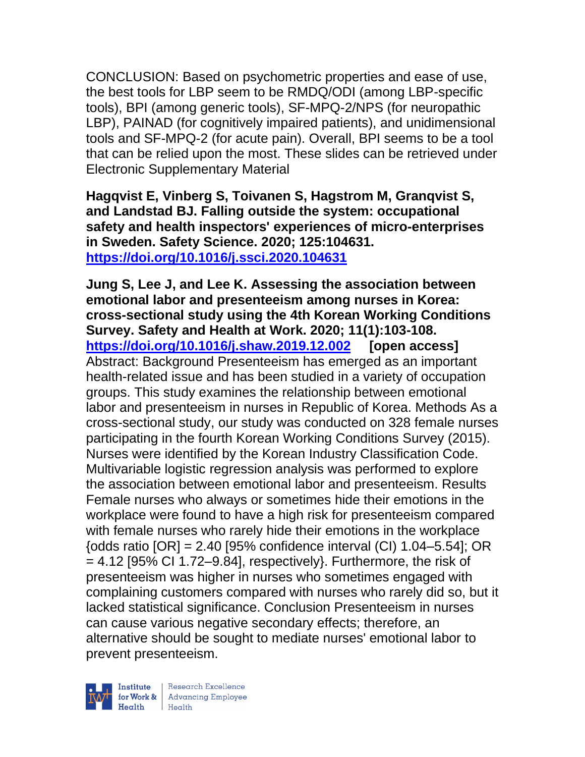CONCLUSION: Based on psychometric properties and ease of use, the best tools for LBP seem to be RMDQ/ODI (among LBP-specific tools), BPI (among generic tools), SF-MPQ-2/NPS (for neuropathic LBP), PAINAD (for cognitively impaired patients), and unidimensional tools and SF-MPQ-2 (for acute pain). Overall, BPI seems to be a tool that can be relied upon the most. These slides can be retrieved under Electronic Supplementary Material

**Hagqvist E, Vinberg S, Toivanen S, Hagstrom M, Granqvist S, and Landstad BJ. Falling outside the system: occupational safety and health inspectors' experiences of micro-enterprises in Sweden. Safety Science. 2020; 125:104631. https://doi.org/10.1016/j.ssci.2020.104631**

**Jung S, Lee J, and Lee K. Assessing the association between emotional labor and presenteeism among nurses in Korea: cross-sectional study using the 4th Korean Working Conditions Survey. Safety and Health at Work. 2020; 11(1):103-108. https://doi.org/10.1016/j.shaw.2019.12.002 [open access]**
Abstract: Background Presenteeism has emerged as an important health-related issue and has been studied in a variety of occupation groups. This study examines the relationship between emotional labor and presenteeism in nurses in Republic of Korea. Methods As a cross-sectional study, our study was conducted on 328 female nurses participating in the fourth Korean Working Conditions Survey (2015). Nurses were identified by the Korean Industry Classification Code. Multivariable logistic regression analysis was performed to explore the association between emotional labor and presenteeism. Results Female nurses who always or sometimes hide their emotions in the workplace were found to have a high risk for presenteeism compared with female nurses who rarely hide their emotions in the workplace {odds ratio [OR] = 2.40 [95% confidence interval (CI) 1.04–5.54]; OR = 4.12 [95% CI 1.72–9.84], respectively}. Furthermore, the risk of presenteeism was higher in nurses who sometimes engaged with complaining customers compared with nurses who rarely did so, but it lacked statistical significance. Conclusion Presenteeism in nurses can cause various negative secondary effects; therefore, an alternative should be sought to mediate nurses' emotional labor to prevent presenteeism.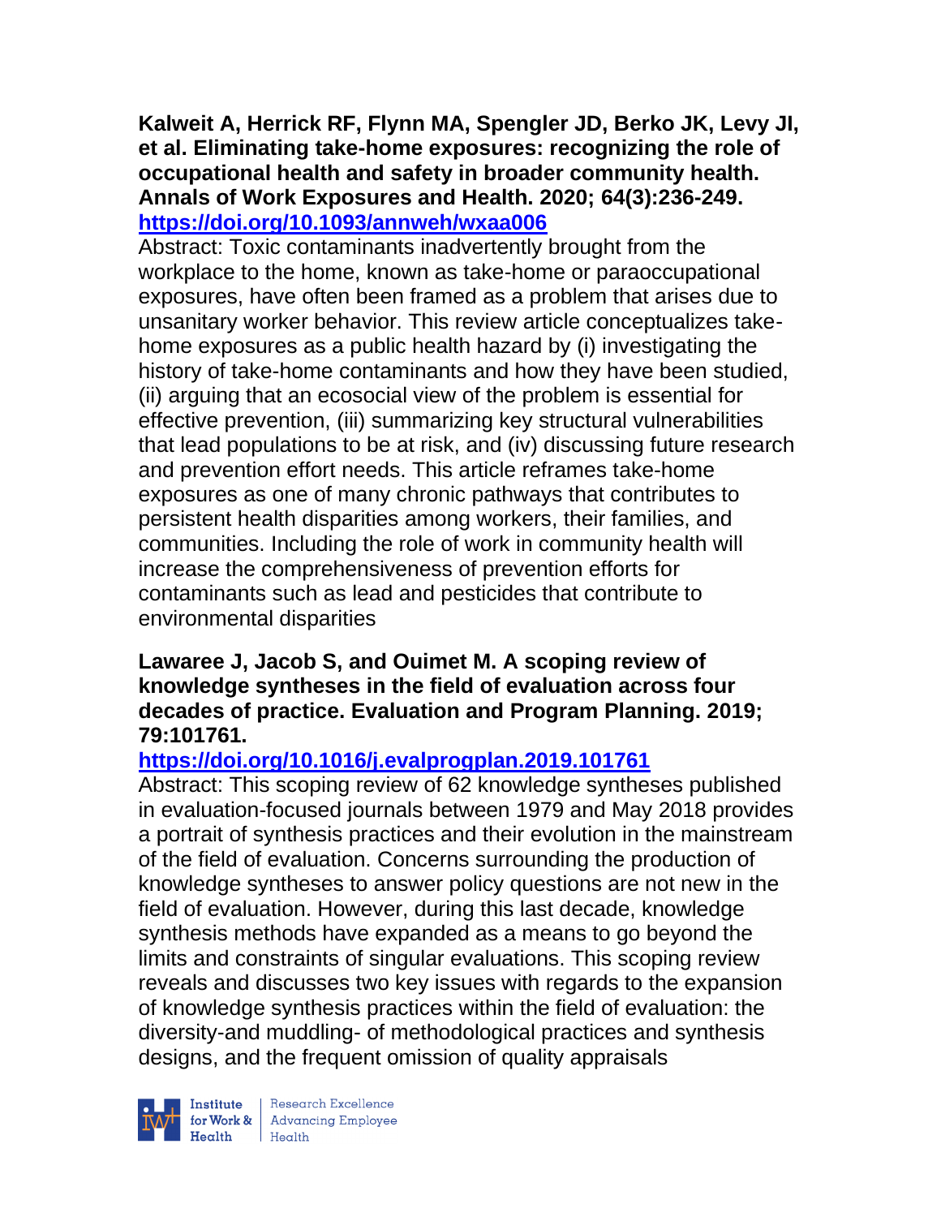**Kalweit A, Herrick RF, Flynn MA, Spengler JD, Berko JK, Levy JI, et al. Eliminating take-home exposures: recognizing the role of occupational health and safety in broader community health. Annals of Work Exposures and Health. 2020; 64(3):236-249. https://doi.org/10.1093/annweh/wxaa006**

Abstract: Toxic contaminants inadvertently brought from the workplace to the home, known as take-home or paraoccupational exposures, have often been framed as a problem that arises due to unsanitary worker behavior. This review article conceptualizes take-home exposures as a public health hazard by (i) investigating the history of take-home contaminants and how they have been studied, (ii) arguing that an ecosocial view of the problem is essential for effective prevention, (iii) summarizing key structural vulnerabilities that lead populations to be at risk, and (iv) discussing future research and prevention effort needs. This article reframes take-home exposures as one of many chronic pathways that contributes to persistent health disparities among workers, their families, and communities. Including the role of work in community health will increase the comprehensiveness of prevention efforts for contaminants such as lead and pesticides that contribute to environmental disparities

**Lawaree J, Jacob S, and Ouimet M. A scoping review of knowledge syntheses in the field of evaluation across four decades of practice. Evaluation and Program Planning. 2019; 79:101761. https://doi.org/10.1016/j.evalprogplan.2019.101761**

Abstract: This scoping review of 62 knowledge syntheses published in evaluation-focused journals between 1979 and May 2018 provides a portrait of synthesis practices and their evolution in the mainstream of the field of evaluation. Concerns surrounding the production of knowledge syntheses to answer policy questions are not new in the field of evaluation. However, during this last decade, knowledge synthesis methods have expanded as a means to go beyond the limits and constraints of singular evaluations. This scoping review reveals and discusses two key issues with regards to the expansion of knowledge synthesis practices within the field of evaluation: the diversity-and muddling- of methodological practices and synthesis designs, and the frequent omission of quality appraisals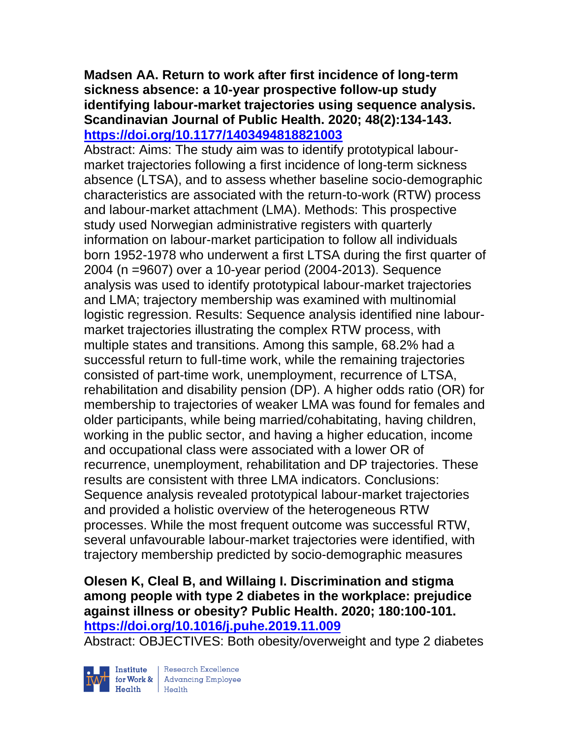**Madsen AA. Return to work after first incidence of long-term sickness absence: a 10-year prospective follow-up study identifying labour-market trajectories using sequence analysis. Scandinavian Journal of Public Health. 2020; 48(2):134-143. https://doi.org/10.1177/1403494818821003**

Abstract: Aims: The study aim was to identify prototypical labour-market trajectories following a first incidence of long-term sickness absence (LTSA), and to assess whether baseline socio-demographic characteristics are associated with the return-to-work (RTW) process and labour-market attachment (LMA). Methods: This prospective study used Norwegian administrative registers with quarterly information on labour-market participation to follow all individuals born 1952-1978 who underwent a first LTSA during the first quarter of 2004 (n =9607) over a 10-year period (2004-2013). Sequence analysis was used to identify prototypical labour-market trajectories and LMA; trajectory membership was examined with multinomial logistic regression. Results: Sequence analysis identified nine labour-market trajectories illustrating the complex RTW process, with multiple states and transitions. Among this sample, 68.2% had a successful return to full-time work, while the remaining trajectories consisted of part-time work, unemployment, recurrence of LTSA, rehabilitation and disability pension (DP). A higher odds ratio (OR) for membership to trajectories of weaker LMA was found for females and older participants, while being married/cohabitating, having children, working in the public sector, and having a higher education, income and occupational class were associated with a lower OR of recurrence, unemployment, rehabilitation and DP trajectories. These results are consistent with three LMA indicators. Conclusions: Sequence analysis revealed prototypical labour-market trajectories and provided a holistic overview of the heterogeneous RTW processes. While the most frequent outcome was successful RTW, several unfavourable labour-market trajectories were identified, with trajectory membership predicted by socio-demographic measures

**Olesen K, Cleal B, and Willaing I. Discrimination and stigma among people with type 2 diabetes in the workplace: prejudice against illness or obesity? Public Health. 2020; 180:100-101. https://doi.org/10.1016/j.puhe.2019.11.009**

Abstract: OBJECTIVES: Both obesity/overweight and type 2 diabetes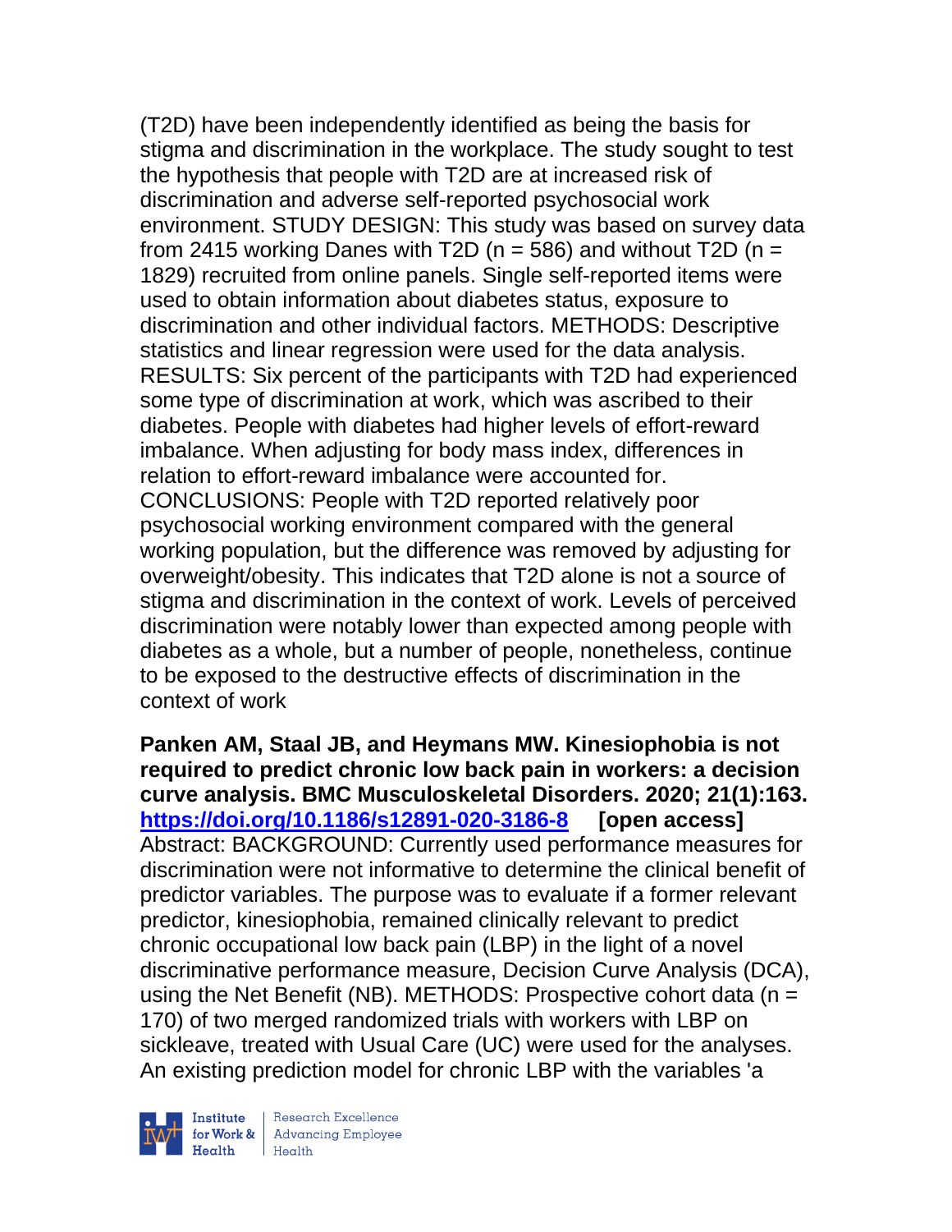(T2D) have been independently identified as being the basis for stigma and discrimination in the workplace. The study sought to test the hypothesis that people with T2D are at increased risk of discrimination and adverse self-reported psychosocial work environment. STUDY DESIGN: This study was based on survey data from 2415 working Danes with T2D (n = 586) and without T2D (n = 1829) recruited from online panels. Single self-reported items were used to obtain information about diabetes status, exposure to discrimination and other individual factors. METHODS: Descriptive statistics and linear regression were used for the data analysis. RESULTS: Six percent of the participants with T2D had experienced some type of discrimination at work, which was ascribed to their diabetes. People with diabetes had higher levels of effort-reward imbalance. When adjusting for body mass index, differences in relation to effort-reward imbalance were accounted for. CONCLUSIONS: People with T2D reported relatively poor psychosocial working environment compared with the general working population, but the difference was removed by adjusting for overweight/obesity. This indicates that T2D alone is not a source of stigma and discrimination in the context of work. Levels of perceived discrimination were notably lower than expected among people with diabetes as a whole, but a number of people, nonetheless, continue to be exposed to the destructive effects of discrimination in the context of work

**Panken AM, Staal JB, and Heymans MW. Kinesiophobia is not required to predict chronic low back pain in workers: a decision curve analysis. BMC Musculoskeletal Disorders. 2020; 21(1):163. https://doi.org/10.1186/s12891-020-3186-8 [open access]**
Abstract: BACKGROUND: Currently used performance measures for discrimination were not informative to determine the clinical benefit of predictor variables. The purpose was to evaluate if a former relevant predictor, kinesiophobia, remained clinically relevant to predict chronic occupational low back pain (LBP) in the light of a novel discriminative performance measure, Decision Curve Analysis (DCA), using the Net Benefit (NB). METHODS: Prospective cohort data (n = 170) of two merged randomized trials with workers with LBP on sickleave, treated with Usual Care (UC) were used for the analyses. An existing prediction model for chronic LBP with the variables 'a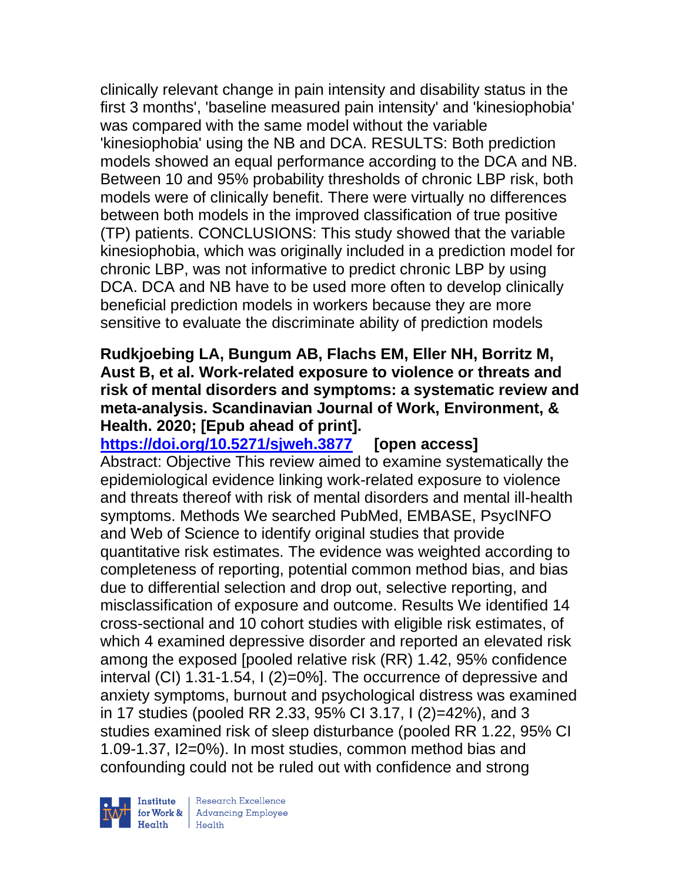clinically relevant change in pain intensity and disability status in the first 3 months', 'baseline measured pain intensity' and 'kinesiophobia' was compared with the same model without the variable 'kinesiophobia' using the NB and DCA. RESULTS: Both prediction models showed an equal performance according to the DCA and NB. Between 10 and 95% probability thresholds of chronic LBP risk, both models were of clinically benefit. There were virtually no differences between both models in the improved classification of true positive (TP) patients. CONCLUSIONS: This study showed that the variable kinesiophobia, which was originally included in a prediction model for chronic LBP, was not informative to predict chronic LBP by using DCA. DCA and NB have to be used more often to develop clinically beneficial prediction models in workers because they are more sensitive to evaluate the discriminate ability of prediction models

**Rudkjoebing LA, Bungum AB, Flachs EM, Eller NH, Borritz M, Aust B, et al. Work-related exposure to violence or threats and risk of mental disorders and symptoms: a systematic review and meta-analysis. Scandinavian Journal of Work, Environment, & Health. 2020; [Epub ahead of print].**

**https://doi.org/10.5271/sjweh.3877 [open access]**

Abstract: Objective This review aimed to examine systematically the epidemiological evidence linking work-related exposure to violence and threats thereof with risk of mental disorders and mental ill-health symptoms. Methods We searched PubMed, EMBASE, PsycINFO and Web of Science to identify original studies that provide quantitative risk estimates. The evidence was weighted according to completeness of reporting, potential common method bias, and bias due to differential selection and drop out, selective reporting, and misclassification of exposure and outcome. Results We identified 14 cross-sectional and 10 cohort studies with eligible risk estimates, of which 4 examined depressive disorder and reported an elevated risk among the exposed [pooled relative risk (RR) 1.42, 95% confidence interval (CI) 1.31-1.54, I (2)=0%]. The occurrence of depressive and anxiety symptoms, burnout and psychological distress was examined in 17 studies (pooled RR 2.33, 95% CI 3.17, I (2)=42%), and 3 studies examined risk of sleep disturbance (pooled RR 1.22, 95% CI 1.09-1.37, I2=0%). In most studies, common method bias and confounding could not be ruled out with confidence and strong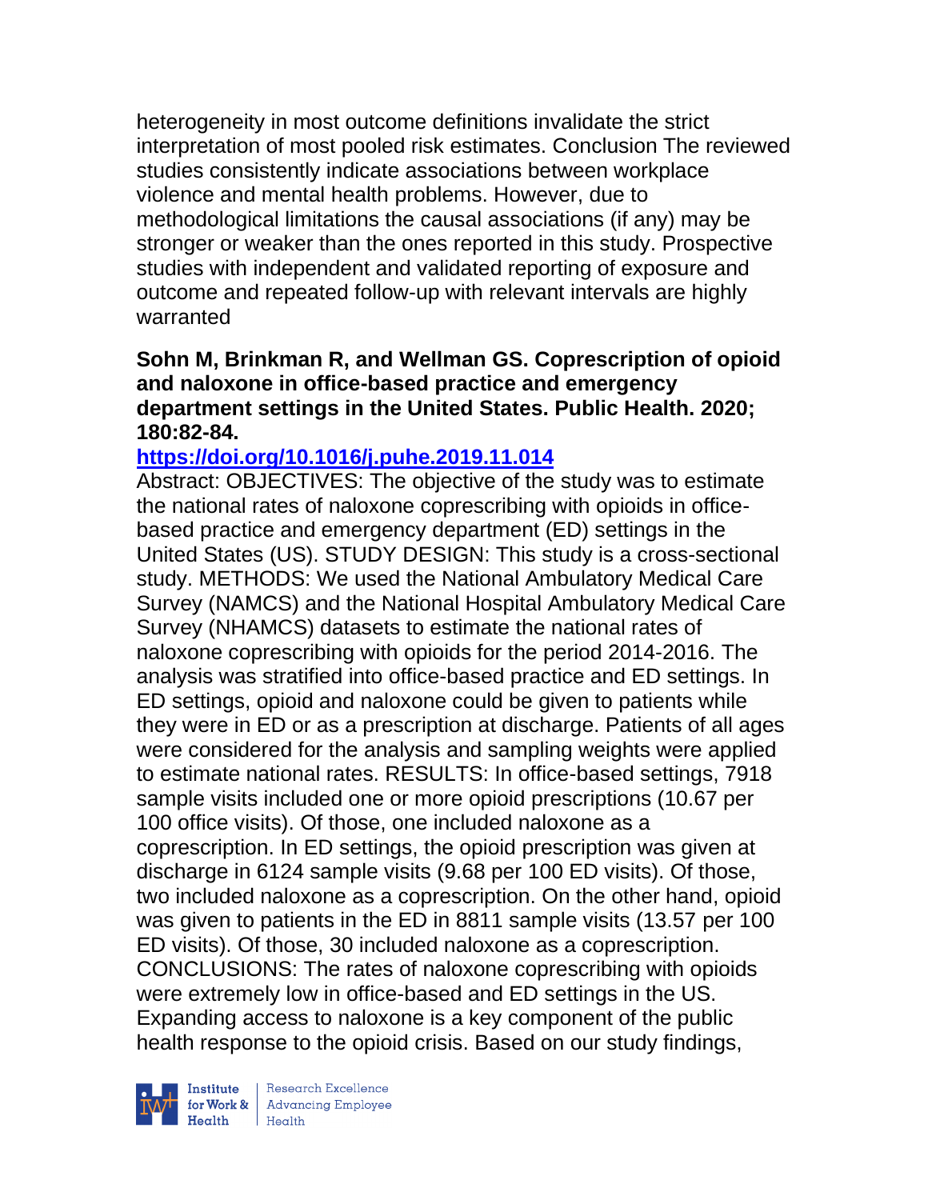heterogeneity in most outcome definitions invalidate the strict interpretation of most pooled risk estimates. Conclusion The reviewed studies consistently indicate associations between workplace violence and mental health problems. However, due to methodological limitations the causal associations (if any) may be stronger or weaker than the ones reported in this study. Prospective studies with independent and validated reporting of exposure and outcome and repeated follow-up with relevant intervals are highly warranted

**Sohn M, Brinkman R, and Wellman GS. Coprescription of opioid and naloxone in office-based practice and emergency department settings in the United States. Public Health. 2020; 180:82-84.**

**https://doi.org/10.1016/j.puhe.2019.11.014**

Abstract: OBJECTIVES: The objective of the study was to estimate the national rates of naloxone coprescribing with opioids in office-based practice and emergency department (ED) settings in the United States (US). STUDY DESIGN: This study is a cross-sectional study. METHODS: We used the National Ambulatory Medical Care Survey (NAMCS) and the National Hospital Ambulatory Medical Care Survey (NHAMCS) datasets to estimate the national rates of naloxone coprescribing with opioids for the period 2014-2016. The analysis was stratified into office-based practice and ED settings. In ED settings, opioid and naloxone could be given to patients while they were in ED or as a prescription at discharge. Patients of all ages were considered for the analysis and sampling weights were applied to estimate national rates. RESULTS: In office-based settings, 7918 sample visits included one or more opioid prescriptions (10.67 per 100 office visits). Of those, one included naloxone as a coprescription. In ED settings, the opioid prescription was given at discharge in 6124 sample visits (9.68 per 100 ED visits). Of those, two included naloxone as a coprescription. On the other hand, opioid was given to patients in the ED in 8811 sample visits (13.57 per 100 ED visits). Of those, 30 included naloxone as a coprescription. CONCLUSIONS: The rates of naloxone coprescribing with opioids were extremely low in office-based and ED settings in the US. Expanding access to naloxone is a key component of the public health response to the opioid crisis. Based on our study findings,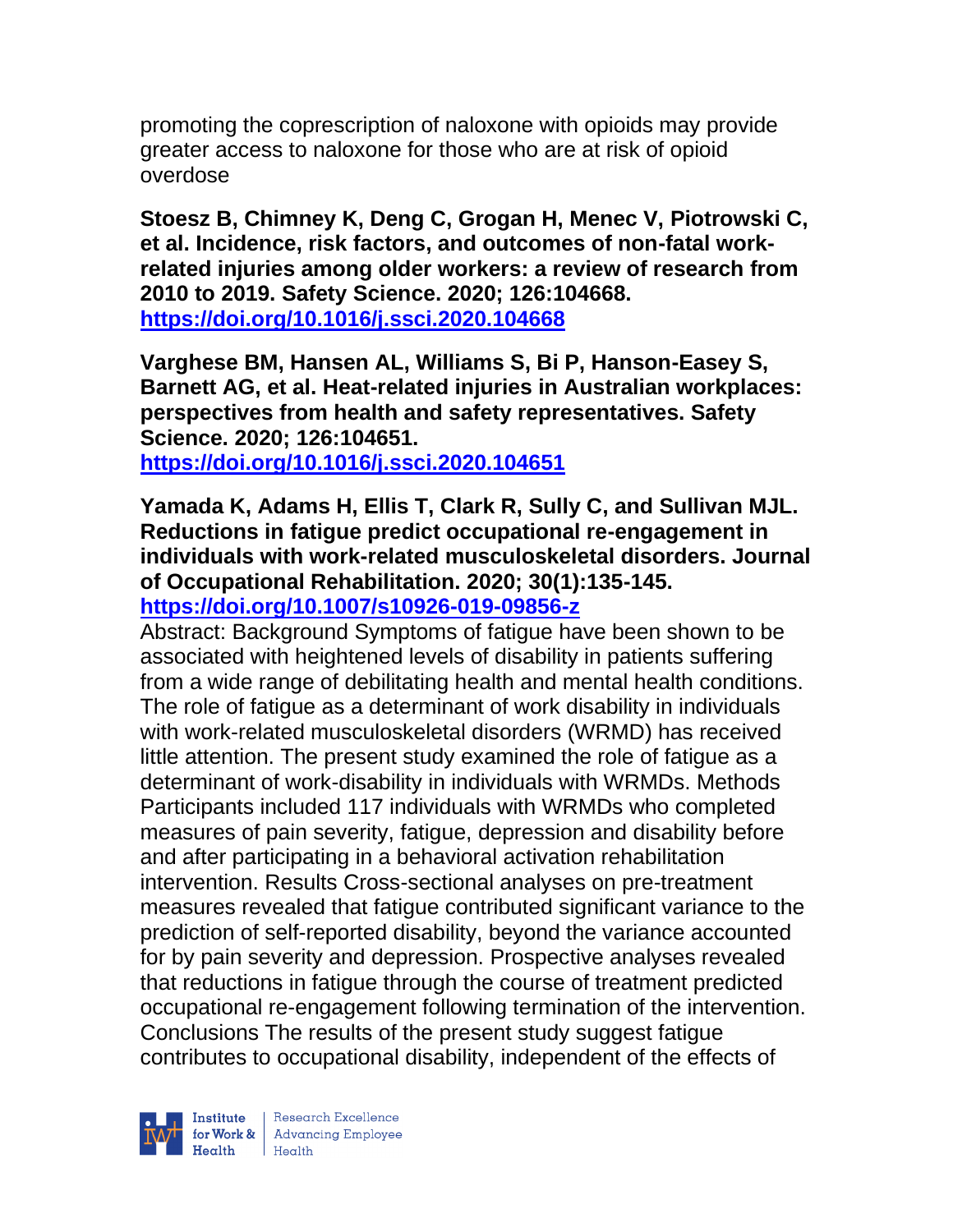promoting the coprescription of naloxone with opioids may provide greater access to naloxone for those who are at risk of opioid overdose

**Stoesz B, Chimney K, Deng C, Grogan H, Menec V, Piotrowski C, et al. Incidence, risk factors, and outcomes of non-fatal work-related injuries among older workers: a review of research from 2010 to 2019. Safety Science. 2020; 126:104668. https://doi.org/10.1016/j.ssci.2020.104668**

**Varghese BM, Hansen AL, Williams S, Bi P, Hanson-Easey S, Barnett AG, et al. Heat-related injuries in Australian workplaces: perspectives from health and safety representatives. Safety Science. 2020; 126:104651. https://doi.org/10.1016/j.ssci.2020.104651**

**Yamada K, Adams H, Ellis T, Clark R, Sully C, and Sullivan MJL. Reductions in fatigue predict occupational re-engagement in individuals with work-related musculoskeletal disorders. Journal of Occupational Rehabilitation. 2020; 30(1):135-145. https://doi.org/10.1007/s10926-019-09856-z**

Abstract: Background Symptoms of fatigue have been shown to be associated with heightened levels of disability in patients suffering from a wide range of debilitating health and mental health conditions. The role of fatigue as a determinant of work disability in individuals with work-related musculoskeletal disorders (WRMD) has received little attention. The present study examined the role of fatigue as a determinant of work-disability in individuals with WRMDs. Methods Participants included 117 individuals with WRMDs who completed measures of pain severity, fatigue, depression and disability before and after participating in a behavioral activation rehabilitation intervention. Results Cross-sectional analyses on pre-treatment measures revealed that fatigue contributed significant variance to the prediction of self-reported disability, beyond the variance accounted for by pain severity and depression. Prospective analyses revealed that reductions in fatigue through the course of treatment predicted occupational re-engagement following termination of the intervention. Conclusions The results of the present study suggest fatigue contributes to occupational disability, independent of the effects of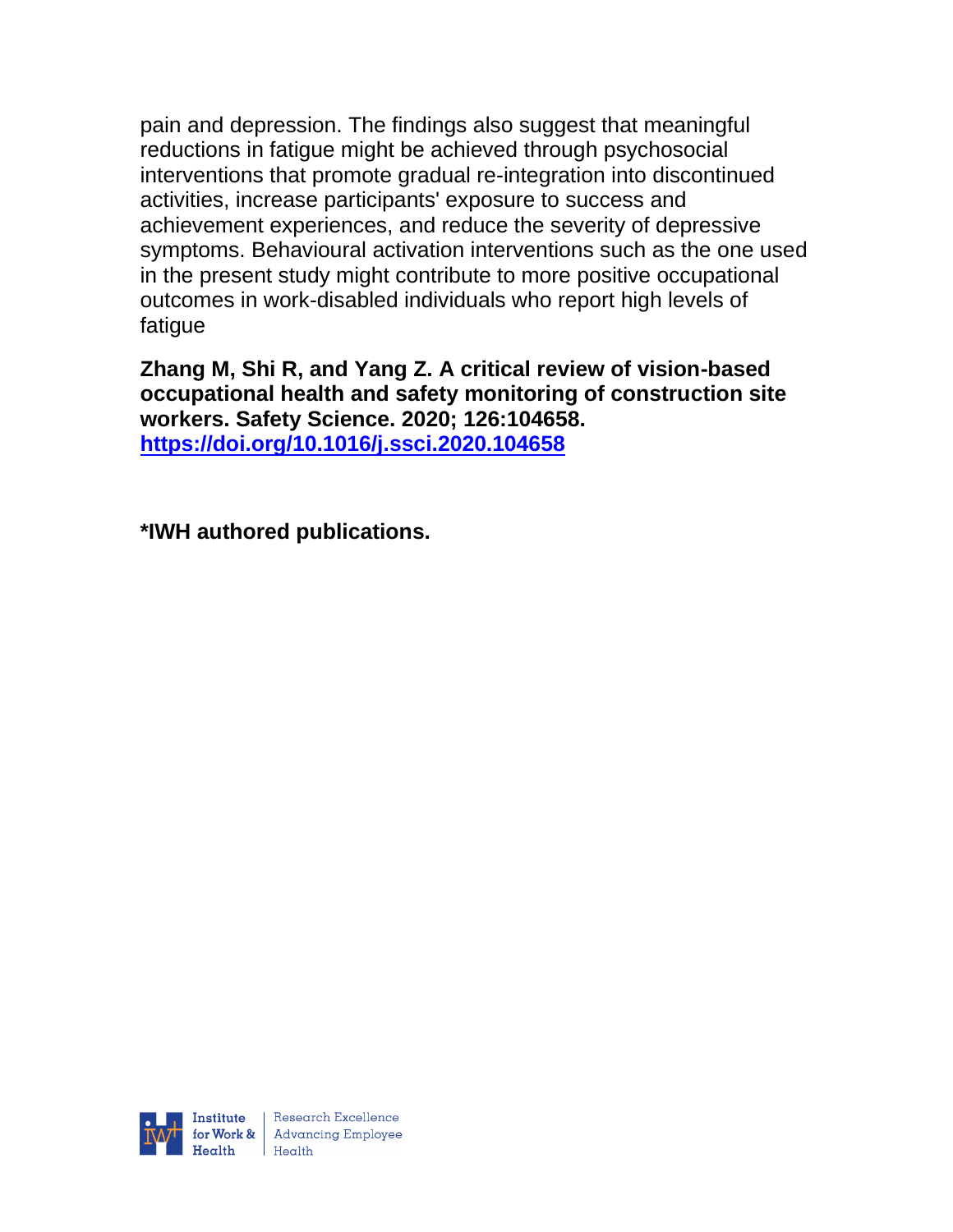pain and depression. The findings also suggest that meaningful reductions in fatigue might be achieved through psychosocial interventions that promote gradual re-integration into discontinued activities, increase participants' exposure to success and achievement experiences, and reduce the severity of depressive symptoms. Behavioural activation interventions such as the one used in the present study might contribute to more positive occupational outcomes in work-disabled individuals who report high levels of fatigue

**Zhang M, Shi R, and Yang Z. A critical review of vision-based occupational health and safety monitoring of construction site workers. Safety Science. 2020; 126:104658.**
**https://doi.org/10.1016/j.ssci.2020.104658**

**\*IWH authored publications.**